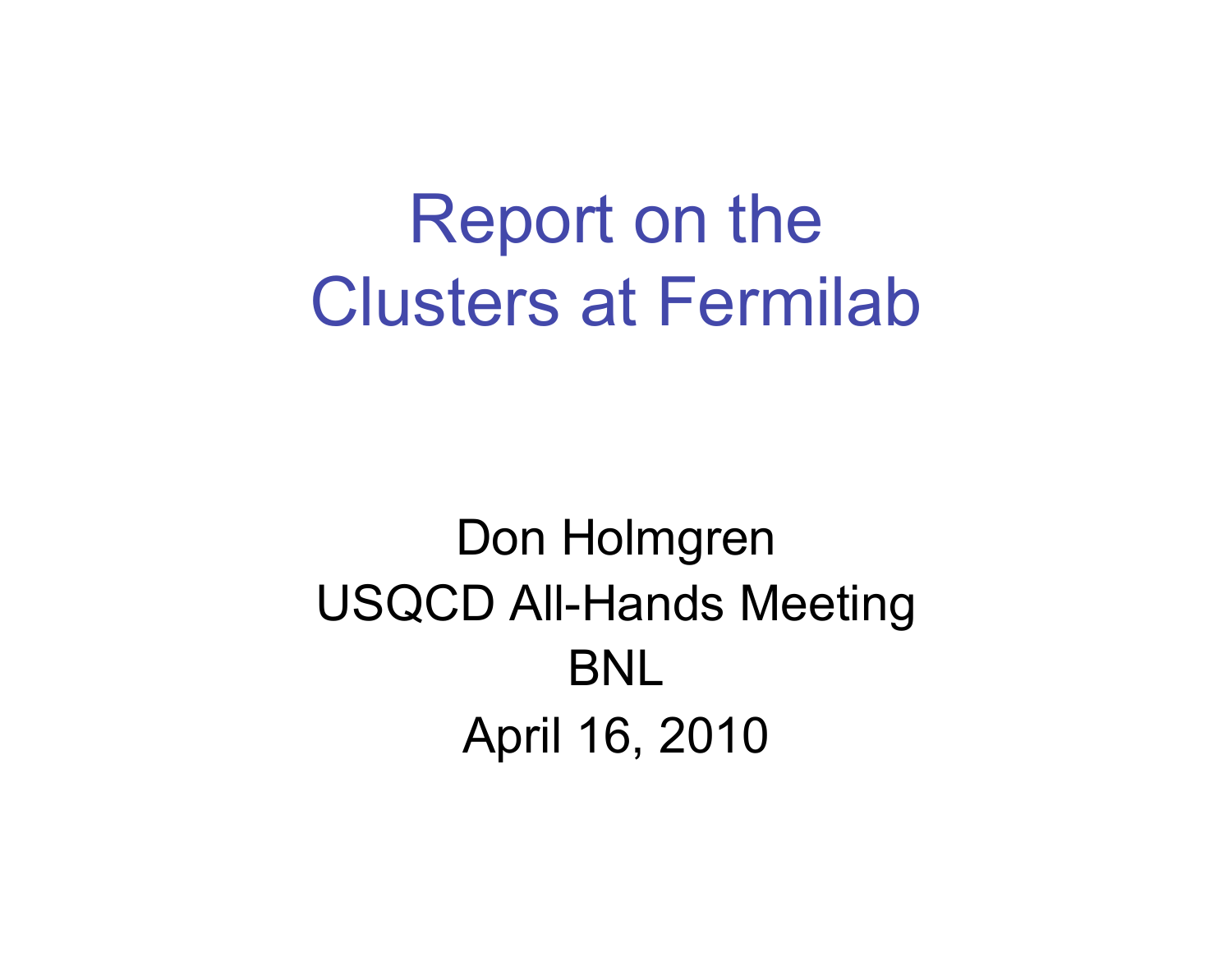# Report on the Clusters at Fermilab

Don Holmgren

USQCD All-Hands Meeting

BNL

April 16, 2010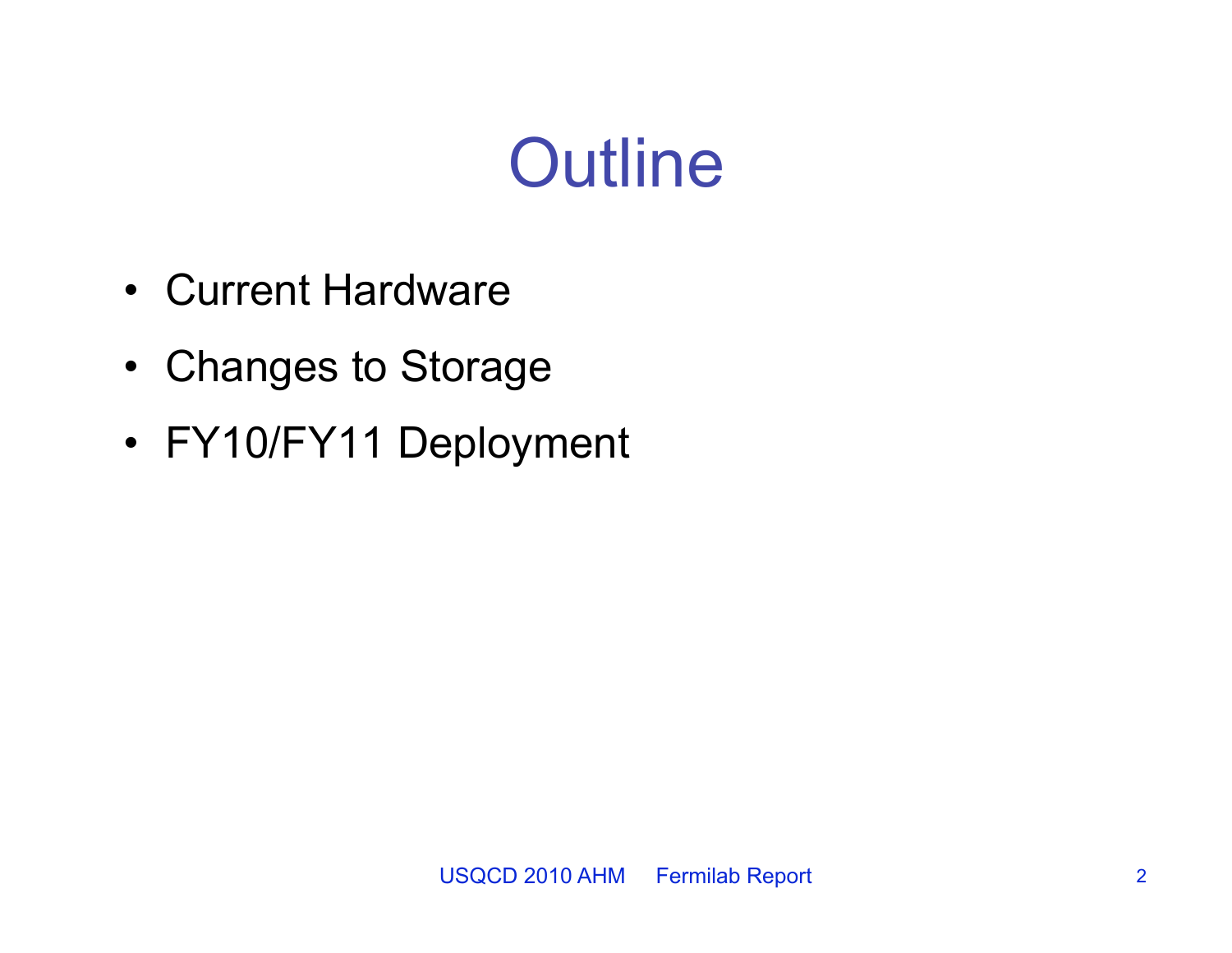# Outline

- Current Hardware
- Changes to Storage
- FY10/FY11 Deployment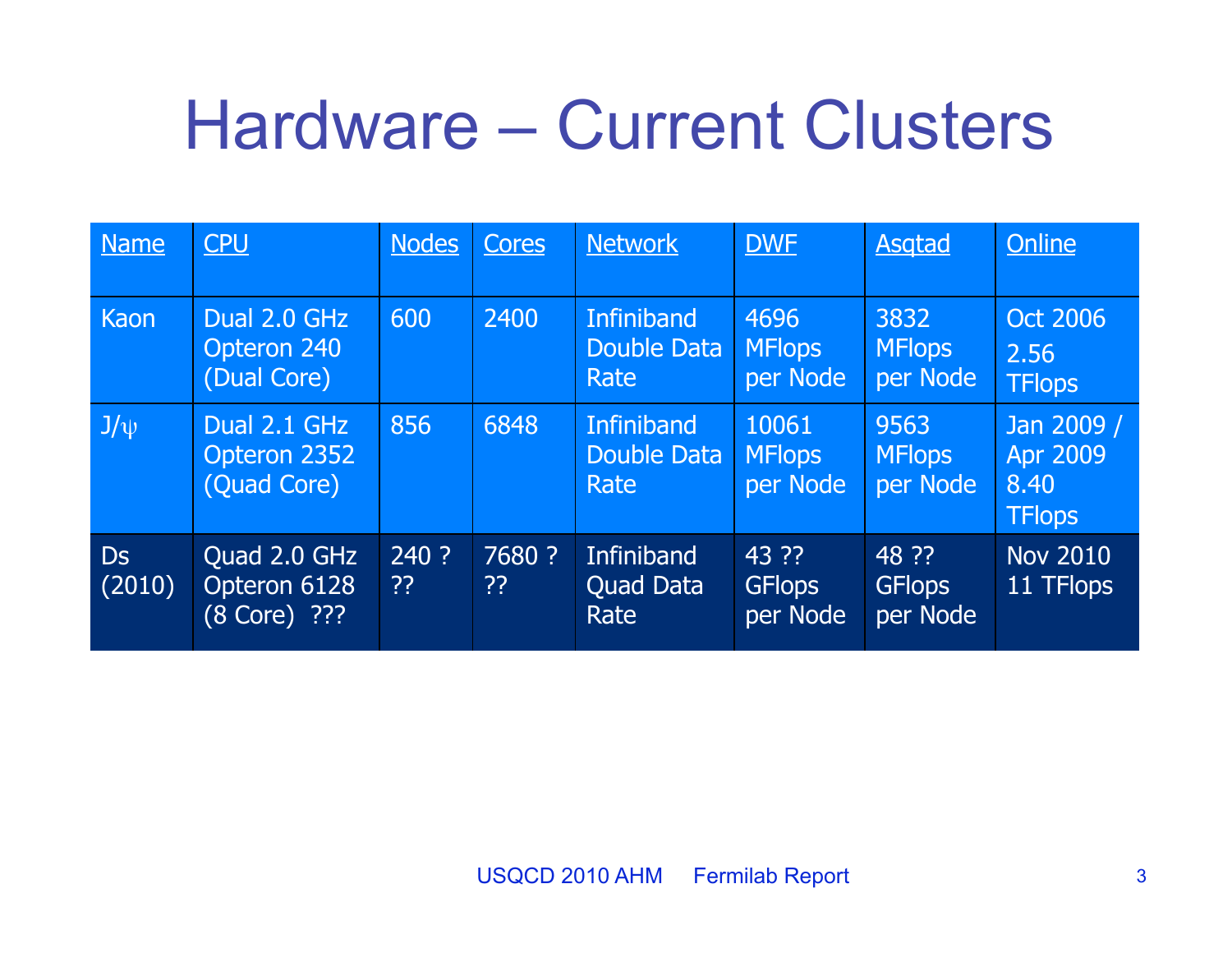# Hardware – Current Clusters

| Name | CPU | Nodes | Cores | Network | DWF | Asqtad | Online |
|---|---|---|---|---|---|---|---|
| Kaon | Dual 2.0 GHz Opteron 240 (Dual Core) | 600 | 2400 | Infiniband Double Data Rate | 4696 MFlops per Node | 3832 MFlops per Node | Oct 2006 2.56 TFlops |
| J/ψ | Dual 2.1 GHz Opteron 2352 (Quad Core) | 856 | 6848 | Infiniband Double Data Rate | 10061 MFlops per Node | 9563 MFlops per Node | Jan 2009 / Apr 2009 8.40 TFlops |
| Ds (2010) | Quad 2.0 GHz Opteron 6128 (8 Core) ??? | 240 ? ?? | 7680 ? ?? | Infiniband Quad Data Rate | 43 ?? GFlops per Node | 48 ?? GFlops per Node | Nov 2010 11 TFlops |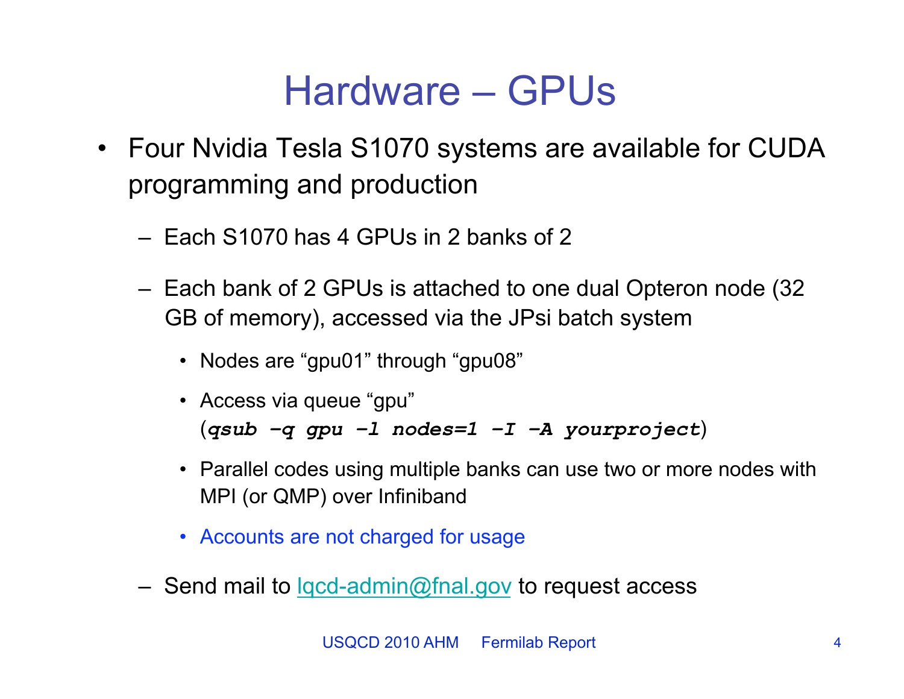# Hardware – GPUs

- Four Nvidia Tesla S1070 systems are available for CUDA programming and production
  - Each S1070 has 4 GPUs in 2 banks of 2
  - Each bank of 2 GPUs is attached to one dual Opteron node (32 GB of memory), accessed via the JPsi batch system
    - Nodes are “gpu01” through “gpu08”
    - Access via queue “gpu” (***qsub –q gpu –l nodes=1 –I –A yourproject***)
    - Parallel codes using multiple banks can use two or more nodes with MPI (or QMP) over Infiniband
    - Accounts are not charged for usage
  - Send mail to lqcd-admin@fnal.gov to request access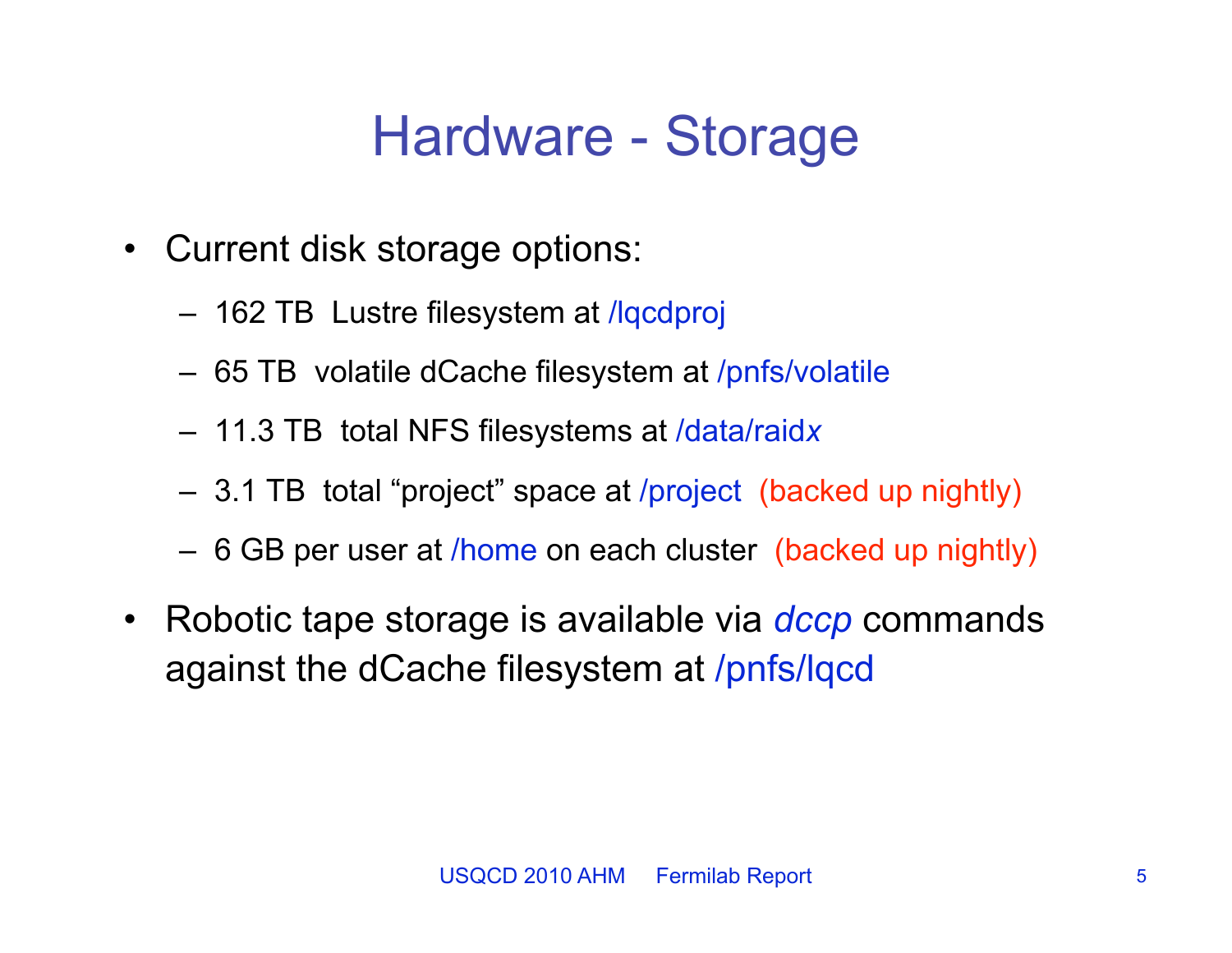# Hardware - Storage

- Current disk storage options:
  - 162 TB Lustre filesystem at /lqcdproj
  - 65 TB volatile dCache filesystem at /pnfs/volatile
  - 11.3 TB total NFS filesystems at /data/raid*x*
  - 3.1 TB total "project" space at /project (backed up nightly)
  - 6 GB per user at /home on each cluster (backed up nightly)
- Robotic tape storage is available via *dccp* commands against the dCache filesystem at /pnfs/lqcd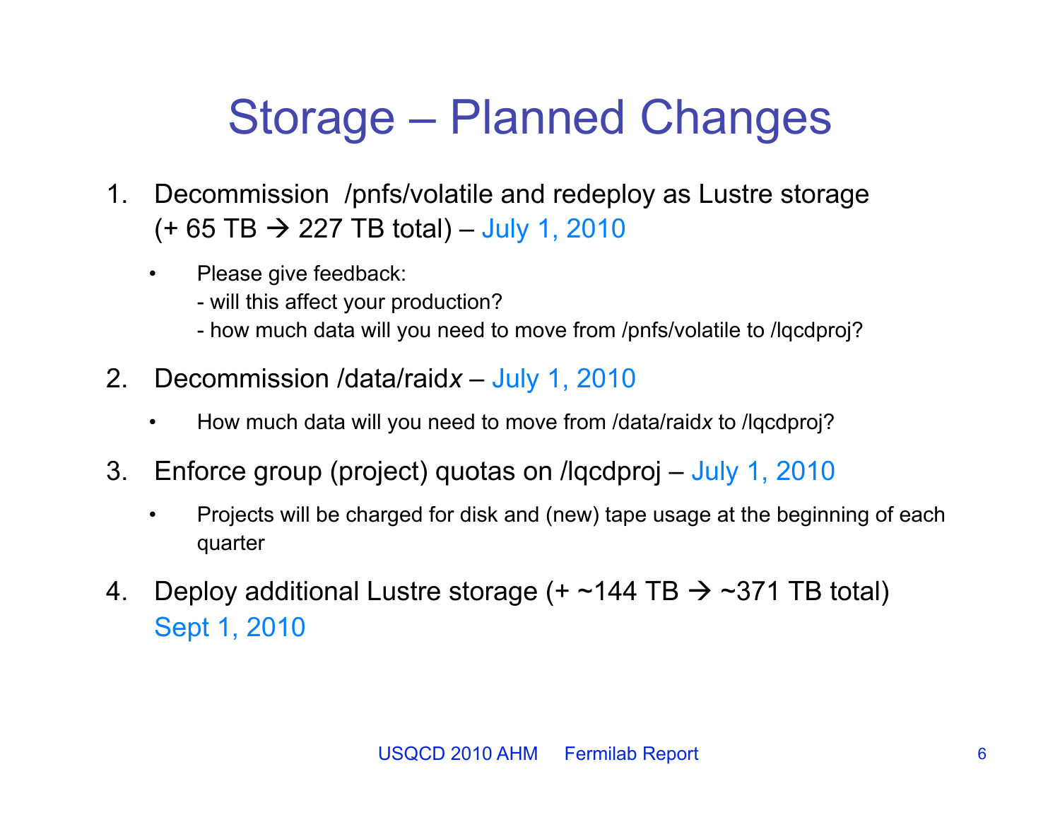# Storage – Planned Changes

1. Decommission /pnfs/volatile and redeploy as Lustre storage (+ 65 TB → 227 TB total) – July 1, 2010
   - Please give feedback:
     - will this affect your production?
     - how much data will you need to move from /pnfs/volatile to /lqcdproj?
2. Decommission /data/raid*x* – July 1, 2010
   - How much data will you need to move from /data/raid*x* to /lqcdproj?
3. Enforce group (project) quotas on /lqcdproj – July 1, 2010
   - Projects will be charged for disk and (new) tape usage at the beginning of each quarter
4. Deploy additional Lustre storage (+ ~144 TB → ~371 TB total) Sept 1, 2010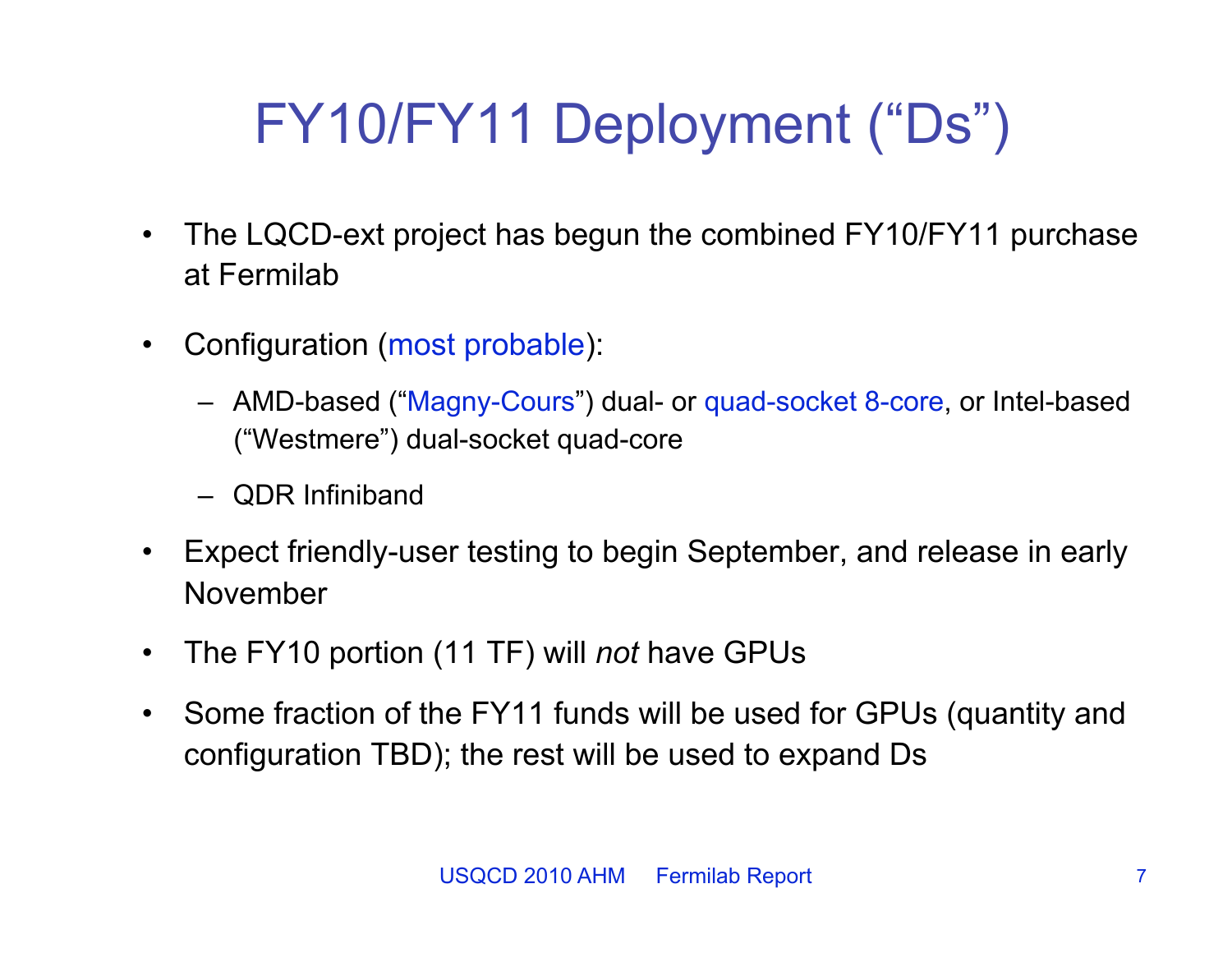# FY10/FY11 Deployment (“Ds”)

- The LQCD-ext project has begun the combined FY10/FY11 purchase at Fermilab
- Configuration (most probable):
  - AMD-based (“Magny-Cours”) dual- or quad-socket 8-core, or Intel-based (“Westmere”) dual-socket quad-core
  - QDR Infiniband
- Expect friendly-user testing to begin September, and release in early November
- The FY10 portion (11 TF) will *not* have GPUs
- Some fraction of the FY11 funds will be used for GPUs (quantity and configuration TBD); the rest will be used to expand Ds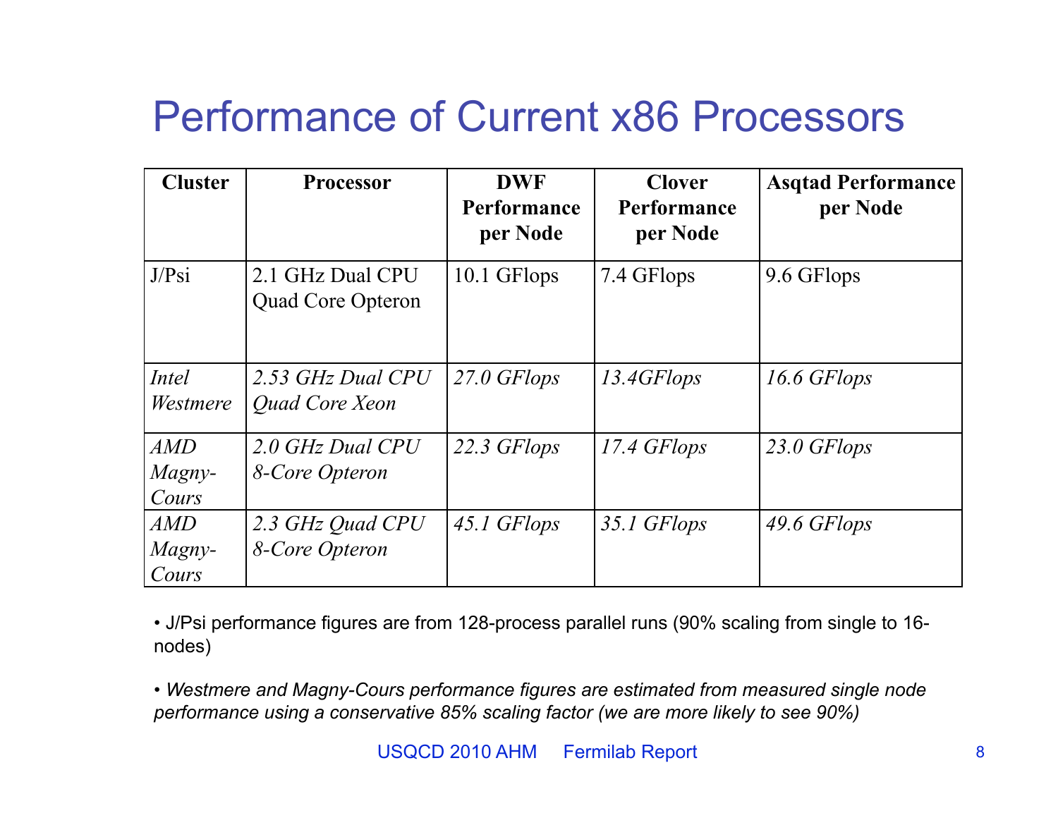# Performance of Current x86 Processors

| Cluster | Processor | DWF Performance per Node | Clover Performance per Node | Asqtad Performance per Node |
|---|---|---|---|---|
| J/Psi | 2.1 GHz Dual CPU Quad Core Opteron | 10.1 GFlops | 7.4 GFlops | 9.6 GFlops |
| *Intel Westmere* | *2.53 GHz Dual CPU Quad Core Xeon* | *27.0 GFlops* | *13.4GFlops* | *16.6 GFlops* |
| *AMD Magny-Cours* | *2.0 GHz Dual CPU 8-Core Opteron* | *22.3 GFlops* | *17.4 GFlops* | *23.0 GFlops* |
| *AMD Magny-Cours* | *2.3 GHz Quad CPU 8-Core Opteron* | *45.1 GFlops* | *35.1 GFlops* | *49.6 GFlops* |

- J/Psi performance figures are from 128-process parallel runs (90% scaling from single to 16-nodes)

- *Westmere and Magny-Cours performance figures are estimated from measured single node performance using a conservative 85% scaling factor (we are more likely to see 90%)*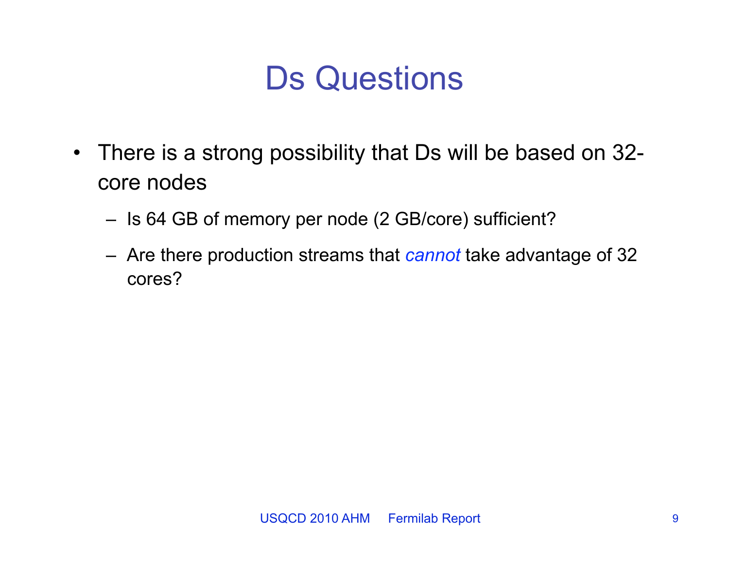# Ds Questions

- There is a strong possibility that Ds will be based on 32-core nodes
  - Is 64 GB of memory per node (2 GB/core) sufficient?
  - Are there production streams that *cannot* take advantage of 32 cores?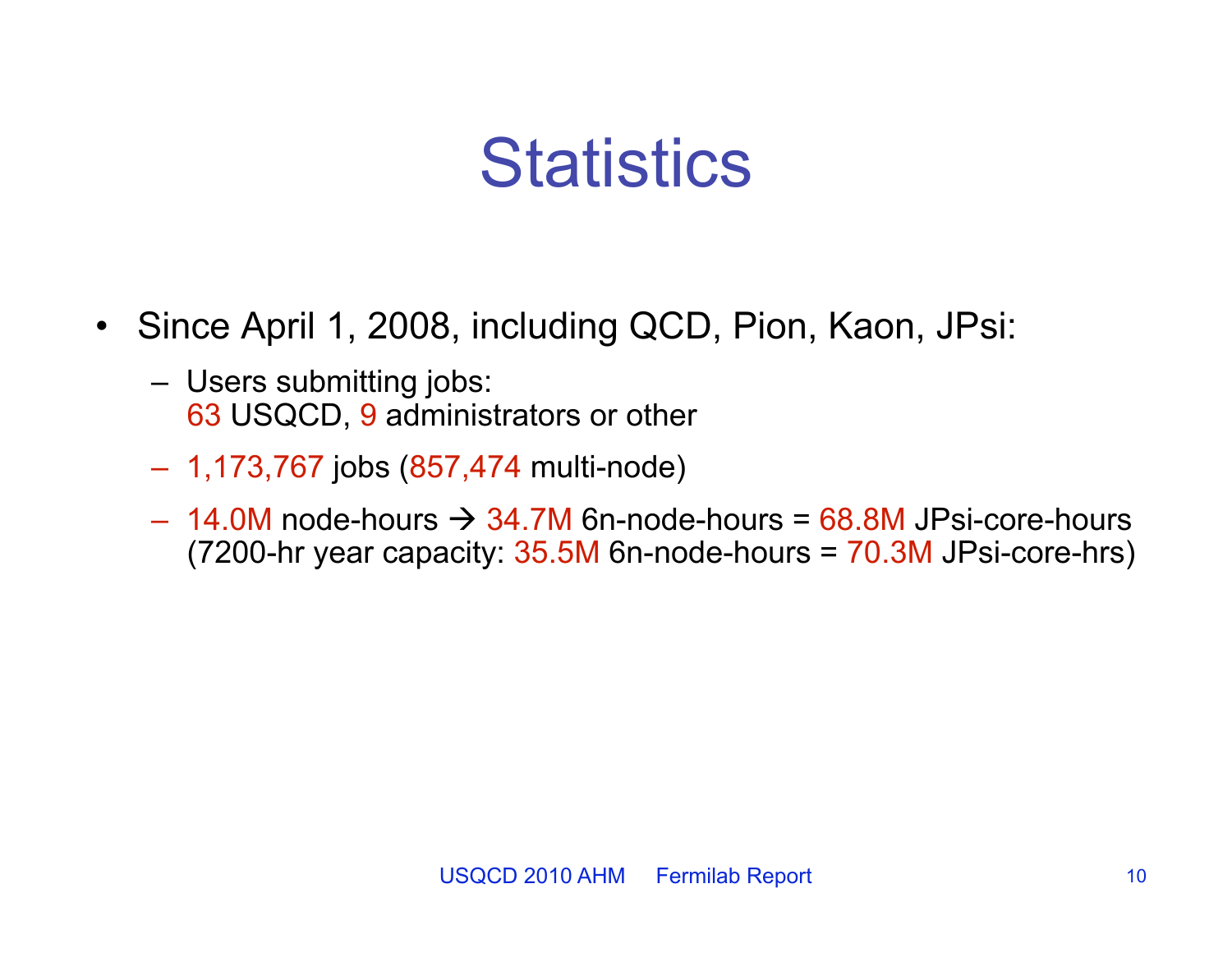# Statistics

- Since April 1, 2008, including QCD, Pion, Kaon, JPsi:
  - Users submitting jobs:
    63 USQCD, 9 administrators or other
  - 1,173,767 jobs (857,474 multi-node)
  - 14.0M node-hours → 34.7M 6n-node-hours = 68.8M JPsi-core-hours
    (7200-hr year capacity: 35.5M 6n-node-hours = 70.3M JPsi-core-hrs)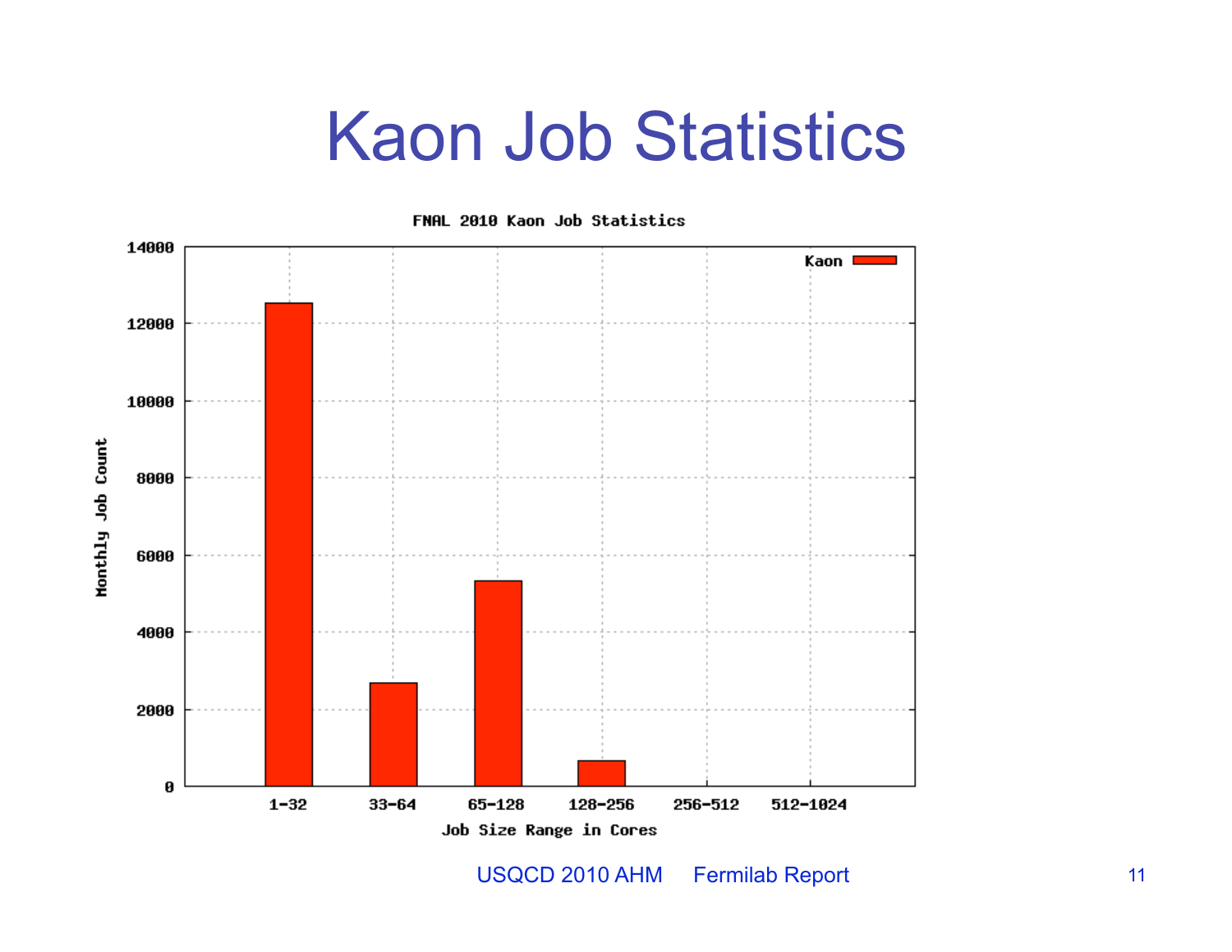# Kaon Job Statistics

FNAL 2010 Kaon Job Statistics

Kaon

Monthly Job Count

14000
12000
10000
8000
6000
4000
2000
0

1-32
33-64
65-128
128-256
256-512
512-1024

Job Size Range in Cores

USQCD 2010 AHM Fermilab Report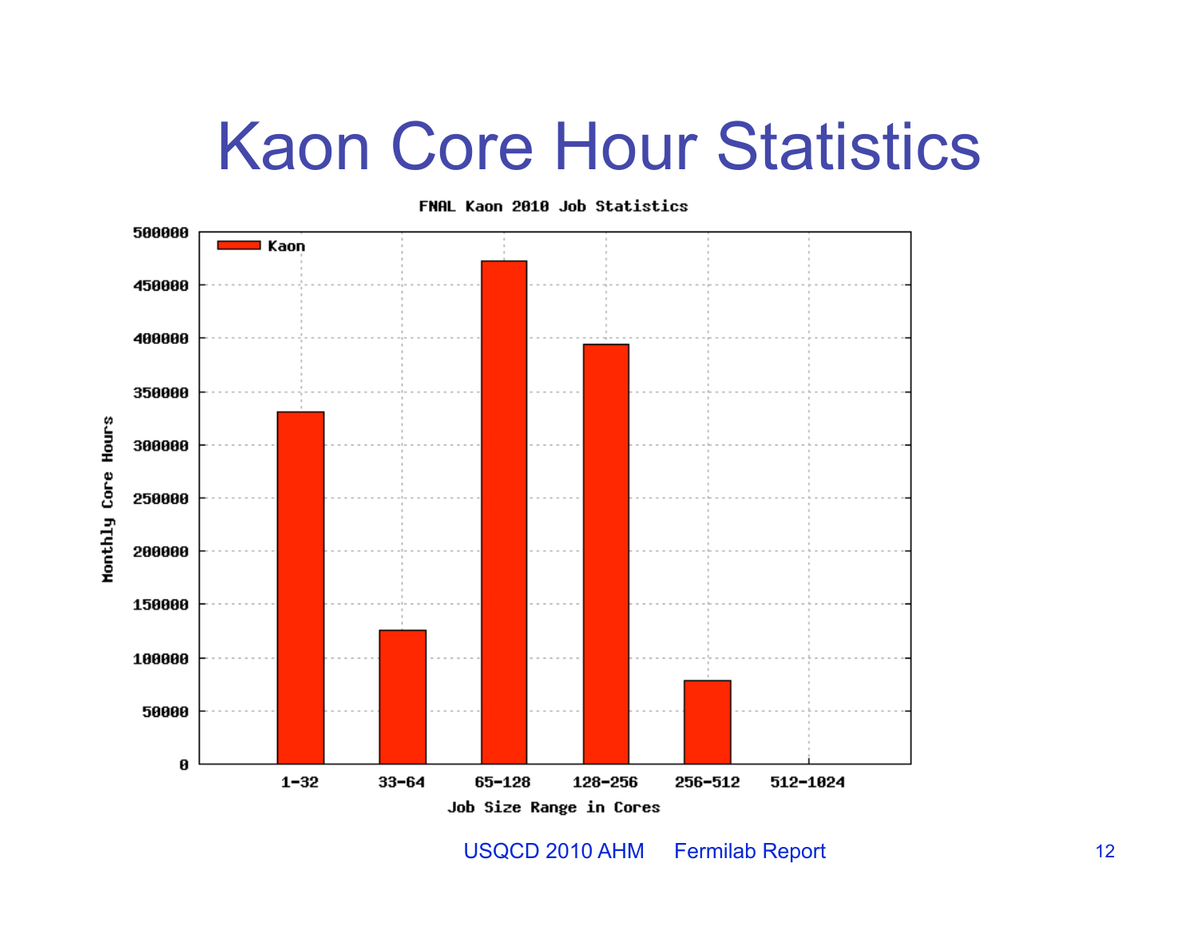# Kaon Core Hour Statistics

FNAL Kaon 2010 Job Statistics

Kaon

Monthly Core Hours

500000
450000
400000
350000
300000
250000
200000
150000
100000
50000
0

1-32
33-64
65-128
128-256
256-512
512-1024

Job Size Range in Cores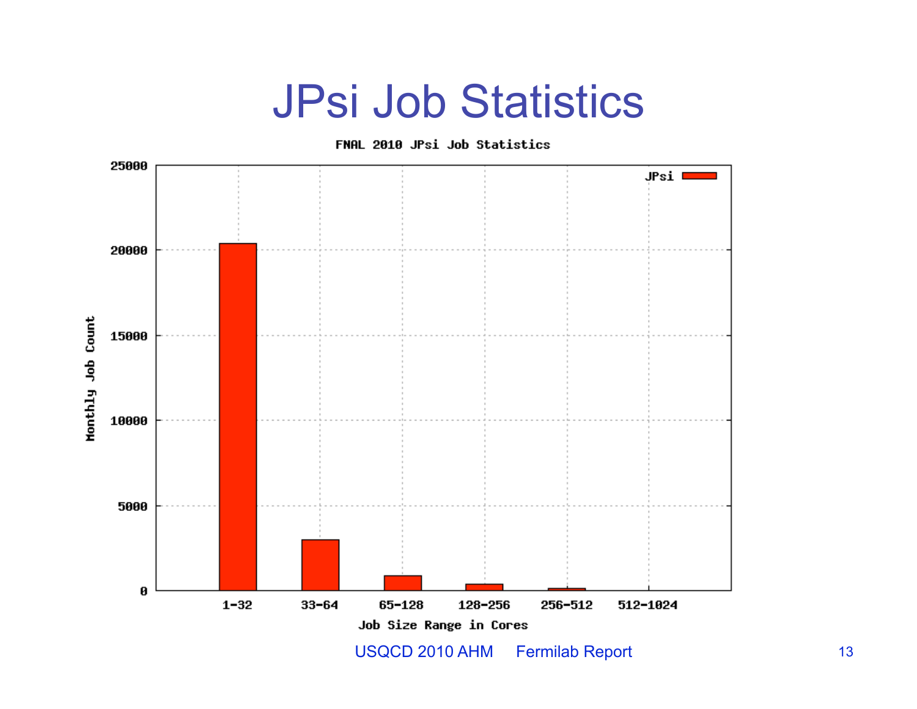# JPsi Job Statistics

FNAL 2010 JPsi Job Statistics

JPsi

25000
20000
15000
10000
5000
0

Monthly Job Count

1-32
33-64
65-128
128-256
256-512
512-1024

Job Size Range in Cores

USQCD 2010 AHM Fermilab Report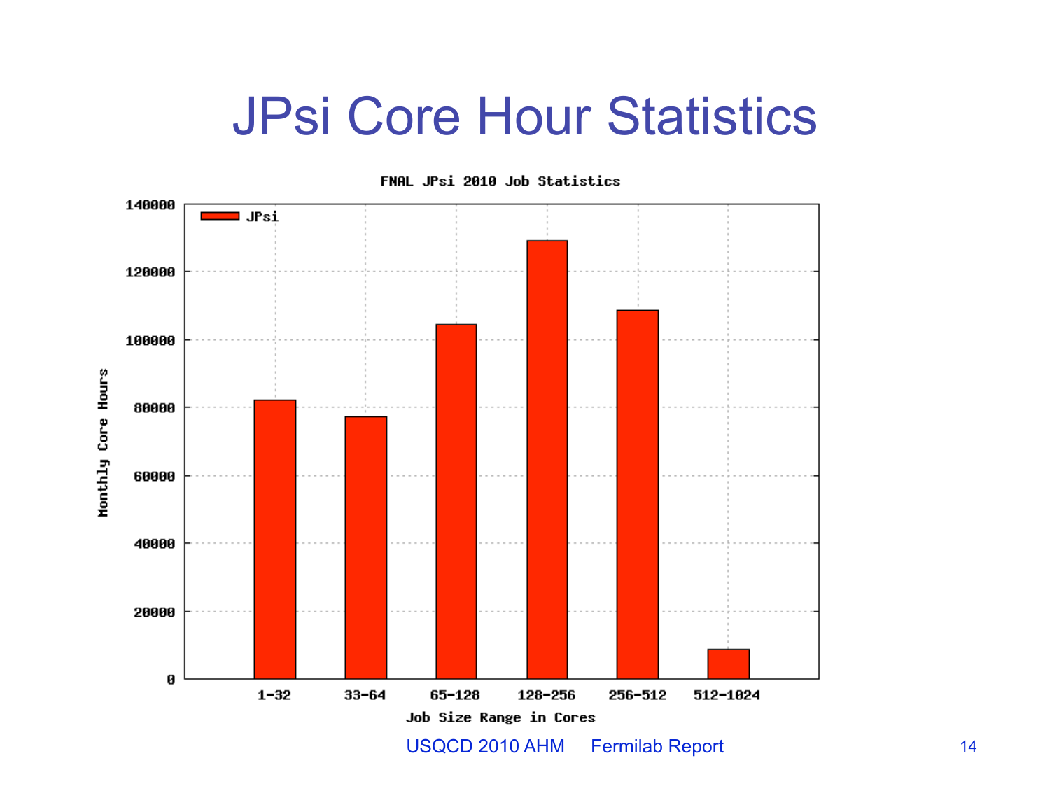# JPsi Core Hour Statistics

FNAL JPsi 2010 Job Statistics

| Job Size Range in Cores | Monthly Core Hours (JPsi) |
| --- | --- |
| 1-32 | ~82000 |
| 33-64 | ~77000 |
| 65-128 | ~104000 |
| 128-256 | ~129000 |
| 256-512 | ~108000 |
| 512-1024 | ~9000 |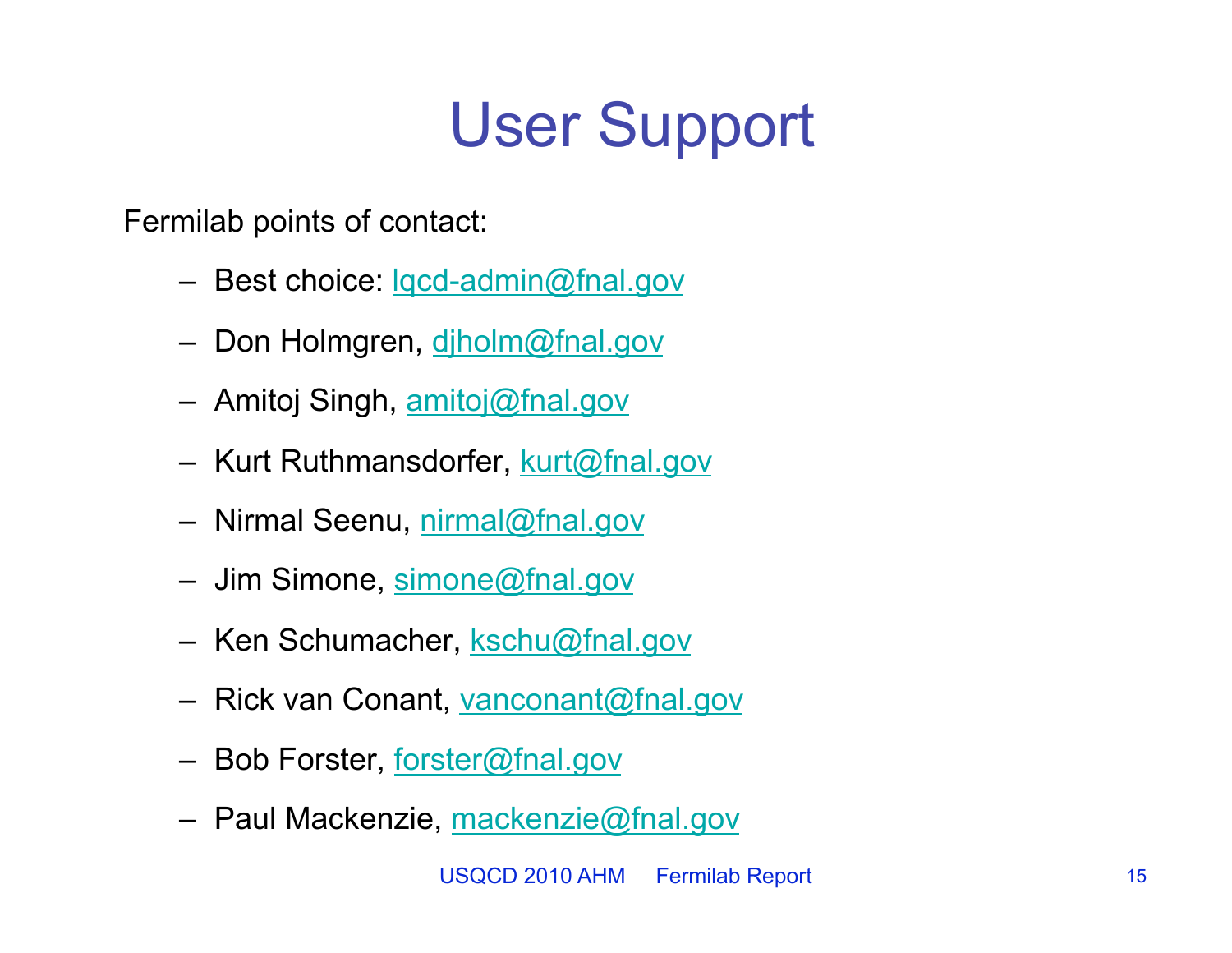# User Support

Fermilab points of contact:

- Best choice: lqcd-admin@fnal.gov
- Don Holmgren, djholm@fnal.gov
- Amitoj Singh, amitoj@fnal.gov
- Kurt Ruthmansdorfer, kurt@fnal.gov
- Nirmal Seenu, nirmal@fnal.gov
- Jim Simone, simone@fnal.gov
- Ken Schumacher, kschu@fnal.gov
- Rick van Conant, vanconant@fnal.gov
- Bob Forster, forster@fnal.gov
- Paul Mackenzie, mackenzie@fnal.gov